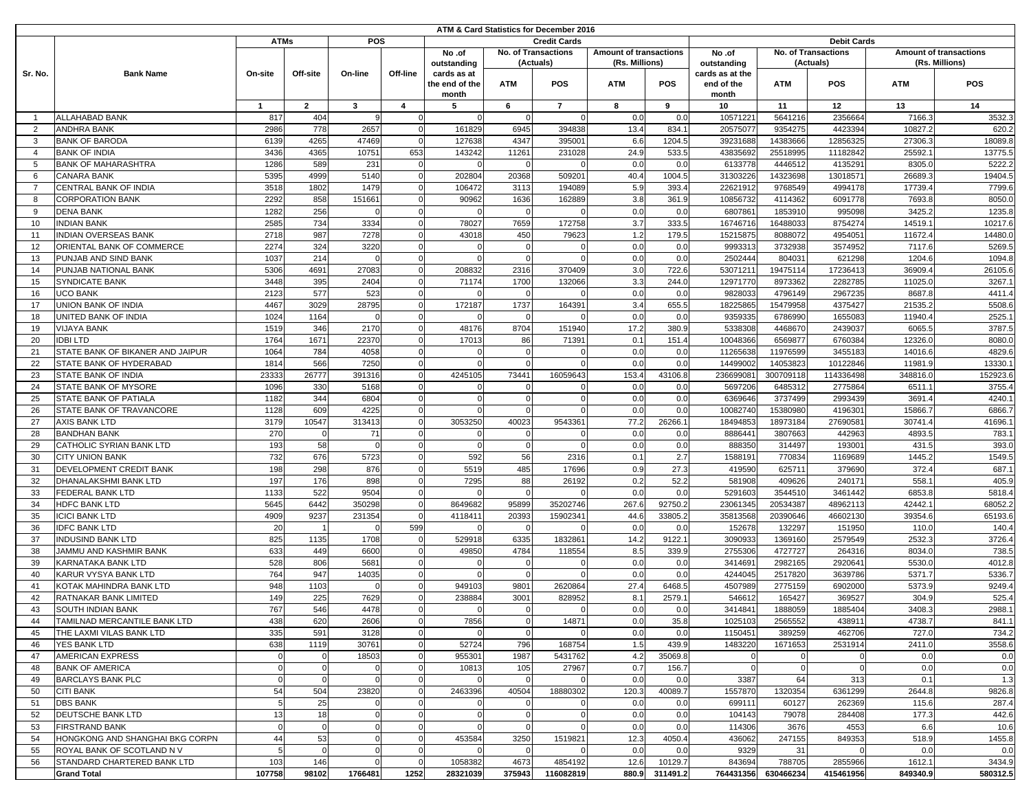# ATM & Card Statistics for December 2016

| Sr. No. | Bank Name | ATMs | | POS | | Credit Cards | | | | | Debit Cards | | | | |
|---|---|---|---|---|---|---|---|---|---|---|---|---|---|---|---|
| | | On-site | Off-site | On-line | Off-line | No .of outstanding cards as at the end of the month | No. of Transactions (Actuals) | | Amount of transactions (Rs. Millions) | | No .of outstanding cards as at the end of the month | No. of Transactions (Actuals) | | Amount of transactions (Rs. Millions) | |
| | | | | | | | ATM | POS | ATM | POS | | ATM | POS | ATM | POS |
| | | 1 | 2 | 3 | 4 | 5 | 6 | 7 | 8 | 9 | 10 | 11 | 12 | 13 | 14 |
| 1 | ALLAHABAD BANK | 817 | 404 | 9 | 0 | 0 | 0 | 0 | 0.0 | 0.0 | 10571221 | 5641216 | 2356664 | 7166.3 | 3532.3 |
| 2 | ANDHRA BANK | 2986 | 778 | 2657 | 0 | 161829 | 6945 | 394838 | 13.4 | 834.1 | 20575077 | 9354275 | 4423394 | 10827.2 | 620.2 |
| 3 | BANK OF BARODA | 6139 | 4265 | 47469 | 0 | 127638 | 4347 | 395001 | 6.6 | 1204.5 | 39231688 | 14383666 | 12856325 | 27306.3 | 18089.8 |
| 4 | BANK OF INDIA | 3436 | 4365 | 10751 | 653 | 143242 | 11261 | 231028 | 24.9 | 533.5 | 43835692 | 25518995 | 11182842 | 25592.1 | 13775.5 |
| 5 | BANK OF MAHARASHTRA | 1286 | 589 | 231 | 0 | 0 | 0 | 0 | 0.0 | 0.0 | 6133778 | 4446512 | 4135291 | 8305.0 | 5222.2 |
| 6 | CANARA BANK | 5395 | 4999 | 5140 | 0 | 202804 | 20368 | 509201 | 40.4 | 1004.5 | 31303226 | 14323698 | 13018571 | 26689.3 | 19404.5 |
| 7 | CENTRAL BANK OF INDIA | 3518 | 1802 | 1479 | 0 | 106472 | 3113 | 194089 | 5.9 | 393.4 | 22621912 | 9768549 | 4994178 | 17739.4 | 7799.6 |
| 8 | CORPORATION BANK | 2292 | 858 | 151661 | 0 | 90962 | 1636 | 162889 | 3.8 | 361.9 | 10856732 | 4114362 | 6091778 | 7693.8 | 8050.0 |
| 9 | DENA BANK | 1282 | 256 | 0 | 0 | 0 | 0 | 0 | 0.0 | 0.0 | 6807861 | 1853910 | 995098 | 3425.2 | 1235.8 |
| 10 | INDIAN BANK | 2585 | 734 | 3334 | 0 | 78027 | 7659 | 172758 | 3.7 | 333.5 | 16746716 | 16488033 | 8754274 | 14519.1 | 10217.6 |
| 11 | INDIAN OVERSEAS BANK | 2718 | 987 | 7278 | 0 | 43018 | 450 | 79623 | 1.2 | 179.5 | 15215875 | 8088072 | 4954051 | 11672.4 | 14480.0 |
| 12 | ORIENTAL BANK OF COMMERCE | 2274 | 324 | 3220 | 0 | 0 | 0 | 0 | 0.0 | 0.0 | 9993313 | 3732938 | 3574952 | 7117.6 | 5269.5 |
| 13 | PUNJAB AND SIND BANK | 1037 | 214 | 0 | 0 | 0 | 0 | 0 | 0.0 | 0.0 | 2502444 | 804031 | 621298 | 1204.6 | 1094.8 |
| 14 | PUNJAB NATIONAL BANK | 5306 | 4691 | 27083 | 0 | 208832 | 2316 | 370409 | 3.0 | 722.6 | 53071211 | 19475114 | 17236413 | 36909.4 | 26105.6 |
| 15 | SYNDICATE BANK | 3448 | 395 | 2404 | 0 | 71174 | 1700 | 132066 | 3.3 | 244.0 | 12971770 | 8973362 | 2282785 | 11025.0 | 3267.1 |
| 16 | UCO BANK | 2123 | 577 | 523 | 0 | 0 | 0 | 0 | 0.0 | 0.0 | 9828033 | 4796149 | 2967235 | 8687.8 | 4411.4 |
| 17 | UNION BANK OF INDIA | 4467 | 3029 | 28795 | 0 | 172187 | 1737 | 164391 | 3.4 | 655.5 | 18225865 | 15479958 | 4375427 | 21535.2 | 5508.6 |
| 18 | UNITED BANK OF INDIA | 1024 | 1164 | 0 | 0 | 0 | 0 | 0 | 0.0 | 0.0 | 9359335 | 6786990 | 1655083 | 11940.4 | 2525.1 |
| 19 | VIJAYA BANK | 1519 | 346 | 2170 | 0 | 48176 | 8704 | 151940 | 17.2 | 380.9 | 5338308 | 4468670 | 2439037 | 6065.5 | 3787.5 |
| 20 | IDBI LTD | 1764 | 1671 | 22370 | 0 | 17013 | 86 | 71391 | 0.1 | 151.4 | 10048366 | 6569877 | 6760384 | 12326.0 | 8080.0 |
| 21 | STATE BANK OF BIKANER AND JAIPUR | 1064 | 784 | 4058 | 0 | 0 | 0 | 0 | 0.0 | 0.0 | 11265638 | 11976599 | 3455183 | 14016.6 | 4829.6 |
| 22 | STATE BANK OF HYDERABAD | 1814 | 566 | 7250 | 0 | 0 | 0 | 0 | 0.0 | 0.0 | 14499002 | 14053823 | 10122846 | 11981.9 | 13330.1 |
| 23 | STATE BANK OF INDIA | 23333 | 26777 | 391316 | 0 | 4245105 | 73441 | 16059643 | 153.4 | 43106.8 | 236699081 | 300709118 | 114336498 | 348816.0 | 152923.6 |
| 24 | STATE BANK OF MYSORE | 1096 | 330 | 5168 | 0 | 0 | 0 | 0 | 0.0 | 0.0 | 5697206 | 6485312 | 2775864 | 6511.1 | 3755.4 |
| 25 | STATE BANK OF PATIALA | 1182 | 344 | 6804 | 0 | 0 | 0 | 0 | 0.0 | 0.0 | 6369646 | 3737499 | 2993439 | 3691.4 | 4240.1 |
| 26 | STATE BANK OF TRAVANCORE | 1128 | 609 | 4225 | 0 | 0 | 0 | 0 | 0.0 | 0.0 | 10082740 | 15380980 | 4196301 | 15866.7 | 6866.7 |
| 27 | AXIS BANK LTD | 3179 | 10547 | 313413 | 0 | 3053250 | 40023 | 9543361 | 77.2 | 26266.1 | 18494853 | 18973184 | 27690581 | 30741.4 | 41696.1 |
| 28 | BANDHAN BANK | 270 | 0 | 71 | 0 | 0 | 0 | 0 | 0.0 | 0.0 | 8886441 | 3807663 | 442963 | 4893.5 | 783.1 |
| 29 | CATHOLIC SYRIAN BANK LTD | 193 | 58 | 0 | 0 | 0 | 0 | 0 | 0.0 | 0.0 | 888350 | 314497 | 193001 | 431.5 | 393.0 |
| 30 | CITY UNION BANK | 732 | 676 | 5723 | 0 | 592 | 56 | 2316 | 0.1 | 2.7 | 1588191 | 770834 | 1169689 | 1445.2 | 1549.5 |
| 31 | DEVELOPMENT CREDIT BANK | 198 | 298 | 876 | 0 | 5519 | 485 | 17696 | 0.9 | 27.3 | 419590 | 625711 | 379690 | 372.4 | 687.1 |
| 32 | DHANALAKSHMI BANK LTD | 197 | 176 | 898 | 0 | 7295 | 88 | 26192 | 0.2 | 52.2 | 581908 | 409626 | 240171 | 558.1 | 405.9 |
| 33 | FEDERAL BANK LTD | 1133 | 522 | 9504 | 0 | 0 | 0 | 0 | 0.0 | 0.0 | 5291603 | 3544510 | 3461442 | 6853.8 | 5818.4 |
| 34 | HDFC BANK LTD | 5645 | 6442 | 350298 | 0 | 8649682 | 95899 | 35202746 | 267.6 | 92750.2 | 23061345 | 20534387 | 48962113 | 42442.1 | 68052.2 |
| 35 | ICICI BANK LTD | 4909 | 9237 | 231354 | 0 | 4118411 | 20393 | 15902341 | 44.6 | 33805.2 | 35813568 | 20390646 | 46602130 | 39354.6 | 65193.6 |
| 36 | IDFC BANK LTD | 20 | 1 | 0 | 599 | 0 | 0 | 0 | 0.0 | 0.0 | 152678 | 132297 | 151950 | 110.0 | 140.4 |
| 37 | INDUSIND BANK LTD | 825 | 1135 | 1708 | 0 | 529918 | 6335 | 1832861 | 14.2 | 9122.1 | 3090933 | 1369160 | 2579549 | 2532.3 | 3726.4 |
| 38 | JAMMU AND KASHMIR BANK | 633 | 449 | 6600 | 0 | 49850 | 4784 | 118554 | 8.5 | 339.9 | 2755306 | 4727727 | 264316 | 8034.0 | 738.5 |
| 39 | KARNATAKA BANK LTD | 528 | 806 | 5681 | 0 | 0 | 0 | 0 | 0.0 | 0.0 | 3414691 | 2982165 | 2920641 | 5530.0 | 4012.8 |
| 40 | KARUR VYSYA BANK LTD | 764 | 947 | 14035 | 0 | 0 | 0 | 0 | 0.0 | 0.0 | 4244045 | 2517820 | 3639786 | 5371.7 | 5336.7 |
| 41 | KOTAK MAHINDRA BANK LTD | 948 | 1103 | 0 | 0 | 949103 | 9801 | 2620864 | 27.4 | 6468.5 | 4507989 | 2775159 | 6902000 | 5373.9 | 9249.4 |
| 42 | RATNAKAR BANK LIMITED | 149 | 225 | 7629 | 0 | 238884 | 3001 | 828952 | 8.1 | 2579.1 | 546612 | 165427 | 369527 | 304.9 | 525.4 |
| 43 | SOUTH INDIAN BANK | 767 | 546 | 4478 | 0 | 0 | 0 | 0 | 0.0 | 0.0 | 3414841 | 1888059 | 1885404 | 3408.3 | 2988.1 |
| 44 | TAMILNAD MERCANTILE BANK LTD | 438 | 620 | 2606 | 0 | 7856 | 0 | 14871 | 0.0 | 35.8 | 1025103 | 2565552 | 438911 | 4738.7 | 841.1 |
| 45 | THE LAXMI VILAS BANK LTD | 335 | 591 | 3128 | 0 | 0 | 0 | 0 | 0.0 | 0.0 | 1150451 | 389259 | 462706 | 727.0 | 734.2 |
| 46 | YES BANK LTD | 638 | 1119 | 30761 | 0 | 52724 | 796 | 168754 | 1.5 | 439.9 | 1483220 | 1671653 | 2531914 | 2411.0 | 3558.6 |
| 47 | AMERICAN EXPRESS | 0 | 0 | 18503 | 0 | 955301 | 1987 | 5431762 | 4.2 | 35069.8 | 0 | 0 | 0 | 0.0 | 0.0 |
| 48 | BANK OF AMERICA | 0 | 0 | 0 | 0 | 10813 | 105 | 27967 | 0.7 | 156.7 | 0 | 0 | 0 | 0.0 | 0.0 |
| 49 | BARCLAYS BANK PLC | 0 | 0 | 0 | 0 | 0 | 0 | 0 | 0.0 | 0.0 | 3387 | 64 | 313 | 0.1 | 1.3 |
| 50 | CITI BANK | 54 | 504 | 23820 | 0 | 2463396 | 40504 | 18880302 | 120.3 | 40089.7 | 1557870 | 1320354 | 6361299 | 2644.8 | 9826.8 |
| 51 | DBS BANK | 5 | 25 | 0 | 0 | 0 | 0 | 0 | 0.0 | 0.0 | 699111 | 60127 | 262369 | 115.6 | 287.4 |
| 52 | DEUTSCHE BANK LTD | 13 | 18 | 0 | 0 | 0 | 0 | 0 | 0.0 | 0.0 | 104143 | 79078 | 284408 | 177.3 | 442.6 |
| 53 | FIRSTRAND BANK | 0 | 0 | 0 | 0 | 0 | 0 | 0 | 0.0 | 0.0 | 114306 | 3676 | 4553 | 6.6 | 10.6 |
| 54 | HONGKONG AND SHANGHAI BKG CORPN | 44 | 53 | 0 | 0 | 453584 | 3250 | 1519821 | 12.3 | 4050.4 | 436062 | 247155 | 849353 | 518.9 | 1455.8 |
| 55 | ROYAL BANK OF SCOTLAND N V | 5 | 0 | 0 | 0 | 0 | 0 | 0 | 0.0 | 0.0 | 9329 | 31 | 0 | 0.0 | 0.0 |
| 56 | STANDARD CHARTERED BANK LTD | 103 | 146 | 0 | 0 | 1058382 | 4673 | 4854192 | 12.6 | 10129.7 | 843694 | 788705 | 2855966 | 1612.1 | 3434.9 |
| | **Grand Total** | **107758** | **98102** | **1766481** | **1252** | **28321039** | **375943** | **116082819** | **880.9** | **311491.2** | **764431356** | **630466234** | **415461956** | **849340.9** | **580312.5** |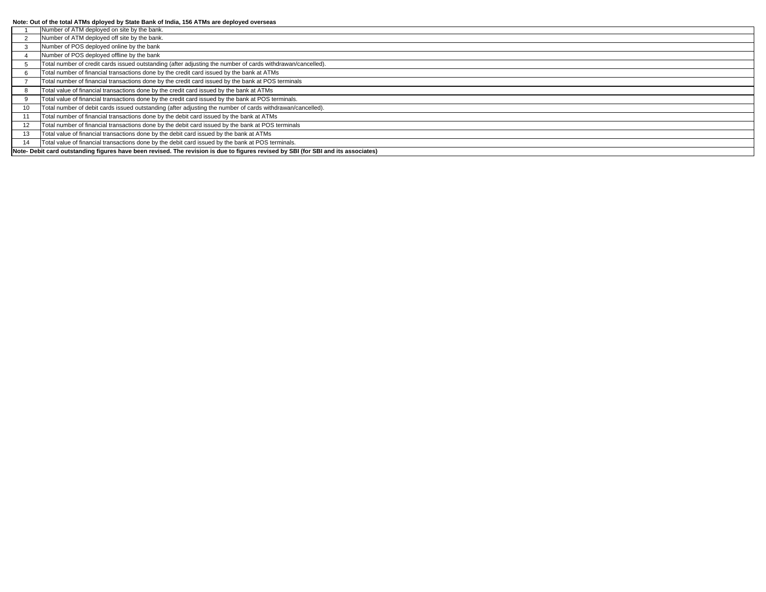**Note: Out of the total ATMs dployed by State Bank of India, 156 ATMs are deployed overseas**

| | |
|---|---|
| 1 | Number of ATM deployed on site by the bank. |
| 2 | Number of ATM deployed off site by the bank. |
| 3 | Number of POS deployed online by the bank |
| 4 | Number of POS deployed offline by the bank |
| 5 | Total number of credit cards issued outstanding (after adjusting the number of cards withdrawan/cancelled). |
| 6 | Total number of financial transactions done by the credit card issued by the bank at ATMs |
| 7 | Total number of financial transactions done by the credit card issued by the bank at POS terminals |
| 8 | Total value of financial transactions done by the credit card issued by the bank at ATMs |
| 9 | Total value of financial transactions done by the credit card issued by the bank at POS terminals. |
| 10 | Total number of debit cards issued outstanding (after adjusting the number of cards withdrawan/cancelled). |
| 11 | Total number of financial transactions done by the debit card issued by the bank at ATMs |
| 12 | Total number of financial transactions done by the debit card issued by the bank at POS terminals |
| 13 | Total value of financial transactions done by the debit card issued by the bank at ATMs |
| 14 | Total value of financial transactions done by the debit card issued by the bank at POS terminals. |

**Note- Debit card outstanding figures have been revised. The revision is due to figures revised by SBI (for SBI and its associates)**